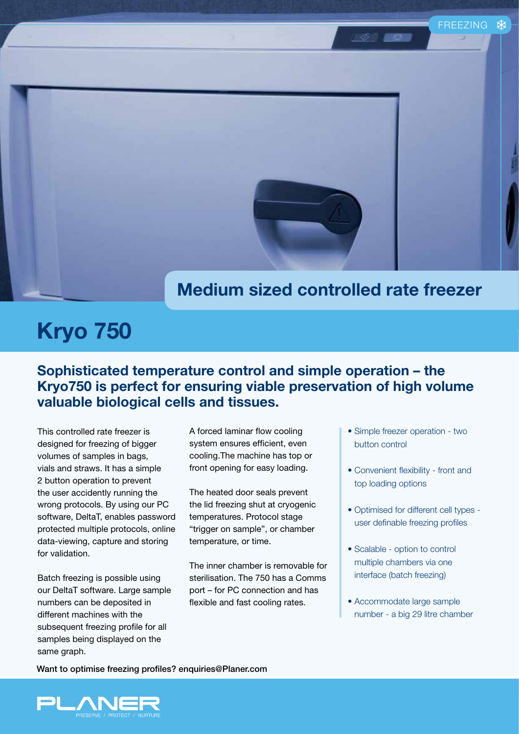FREEZING

## Medium sized controlled rate freezer

# Kryo 750

### Sophisticated temperature control and simple operation – the Kryo750 is perfect for ensuring viable preservation of high volume valuable biological cells and tissues.

This controlled rate freezer is designed for freezing of bigger volumes of samples in bags, vials and straws. It has a simple 2 button operation to prevent the user accidently running the wrong protocols. By using our PC software, DeltaT, enables password protected multiple protocols, online data-viewing, capture and storing for validation.

Batch freezing is possible using our DeltaT software. Large sample numbers can be deposited in different machines with the subsequent freezing profile for all samples being displayed on the same graph.

A forced laminar flow cooling system ensures efficient, even cooling.The machine has top or front opening for easy loading.

The heated door seals prevent the lid freezing shut at cryogenic temperatures. Protocol stage "trigger on sample", or chamber temperature, or time.

The inner chamber is removable for sterilisation. The 750 has a Comms port – for PC connection and has flexible and fast cooling rates.

- Simple freezer operation - two button control
- Convenient flexibility - front and top loading options
- Optimised for different cell types - user definable freezing profiles
- Scalable - option to control multiple chambers via one interface (batch freezing)
- Accommodate large sample number - a big 29 litre chamber

**Want to optimise freezing profiles? enquiries@Planer.com**

PLANER
PRESERVE / PROTECT / NURTURE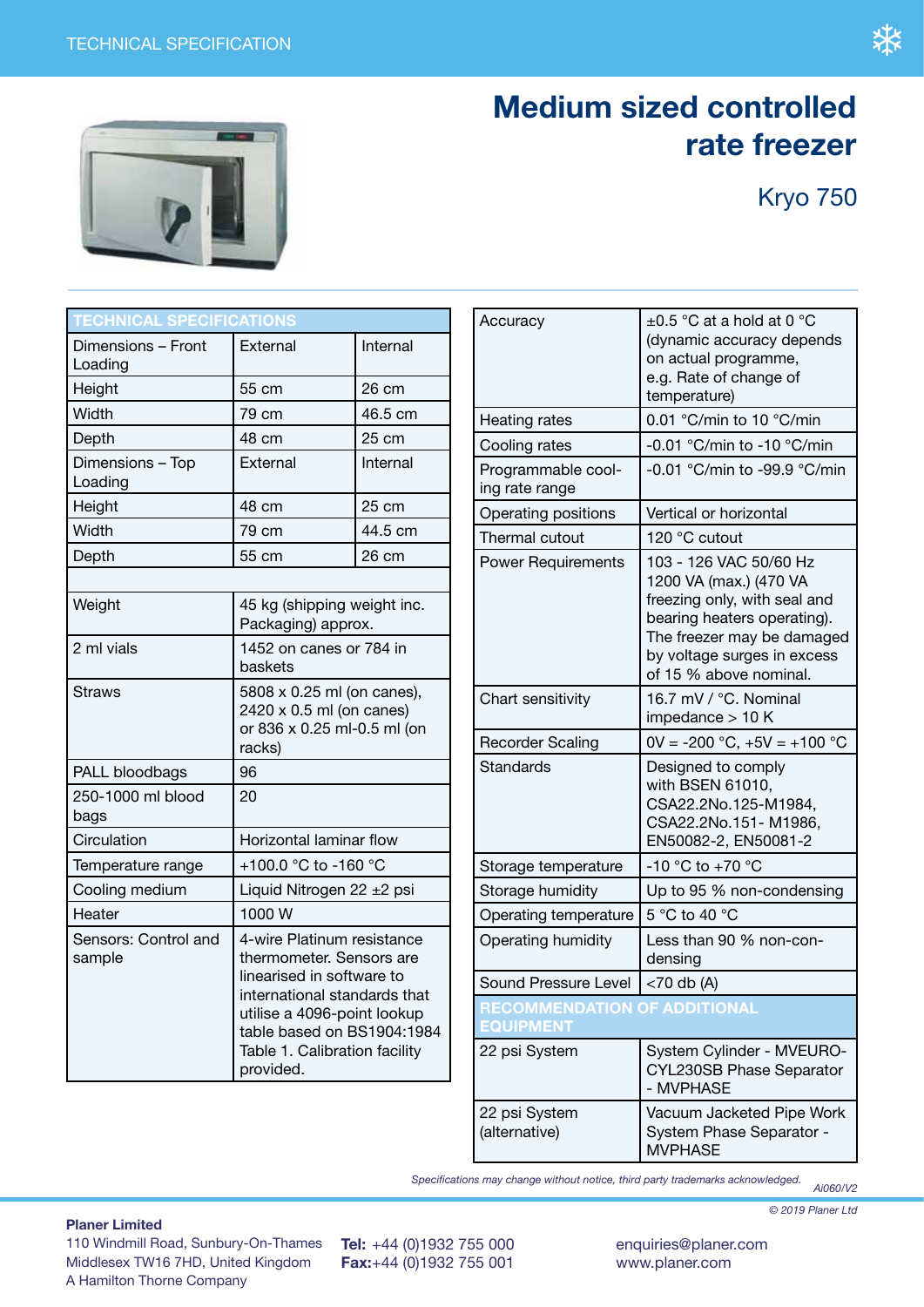# Medium sized controlled rate freezer

## Kryo 750

| TECHNICAL SPECIFICATIONS | | |
|---|---|---|
| Dimensions – Front Loading | External | Internal |
| Height | 55 cm | 26 cm |
| Width | 79 cm | 46.5 cm |
| Depth | 48 cm | 25 cm |
| Dimensions – Top Loading | External | Internal |
| Height | 48 cm | 25 cm |
| Width | 79 cm | 44.5 cm |
| Depth | 55 cm | 26 cm |
| | | |
| Weight | 45 kg (shipping weight inc. Packaging) approx. | |
| 2 ml vials | 1452 on canes or 784 in baskets | |
| Straws | 5808 x 0.25 ml (on canes), 2420 x 0.5 ml (on canes) or 836 x 0.25 ml-0.5 ml (on racks) | |
| PALL bloodbags | 96 | |
| 250-1000 ml blood bags | 20 | |
| Circulation | Horizontal laminar flow | |
| Temperature range | +100.0 °C to -160 °C | |
| Cooling medium | Liquid Nitrogen 22 ±2 psi | |
| Heater | 1000 W | |
| Sensors: Control and sample | 4-wire Platinum resistance thermometer. Sensors are linearised in software to international standards that utilise a 4096-point lookup table based on BS1904:1984 Table 1. Calibration facility provided. | |

| | |
|---|---|
| Accuracy | ±0.5 °C at a hold at 0 °C (dynamic accuracy depends on actual programme, e.g. Rate of change of temperature) |
| Heating rates | 0.01 °C/min to 10 °C/min |
| Cooling rates | -0.01 °C/min to -10 °C/min |
| Programmable cooling rate range | -0.01 °C/min to -99.9 °C/min |
| Operating positions | Vertical or horizontal |
| Thermal cutout | 120 °C cutout |
| Power Requirements | 103 - 126 VAC 50/60 Hz 1200 VA (max.) (470 VA freezing only, with seal and bearing heaters operating). The freezer may be damaged by voltage surges in excess of 15 % above nominal. |
| Chart sensitivity | 16.7 mV / °C. Nominal impedance > 10 K |
| Recorder Scaling | 0V = -200 °C, +5V = +100 °C |
| Standards | Designed to comply with BSEN 61010, CSA22.2No.125-M1984, CSA22.2No.151- M1986, EN50082-2, EN50081-2 |
| Storage temperature | -10 °C to +70 °C |
| Storage humidity | Up to 95 % non-condensing |
| Operating temperature | 5 °C to 40 °C |
| Operating humidity | Less than 90 % non-condensing |
| Sound Pressure Level | <70 db (A) |
| **RECOMMENDATION OF ADDITIONAL EQUIPMENT** | |
| 22 psi System | System Cylinder - MVEURO-CYL230SB Phase Separator - MVPHASE |
| 22 psi System (alternative) | Vacuum Jacketed Pipe Work System Phase Separator - MVPHASE |

*Specifications may change without notice, third party trademarks acknowledged.* *Ai060/V2*

*© 2019 Planer Ltd*

**Planer Limited**
110 Windmill Road, Sunbury-On-Thames
Middlesex TW16 7HD, United Kingdom
A Hamilton Thorne Company

**Tel:** +44 (0)1932 755 000
**Fax:**+44 (0)1932 755 001

enquiries@planer.com
www.planer.com